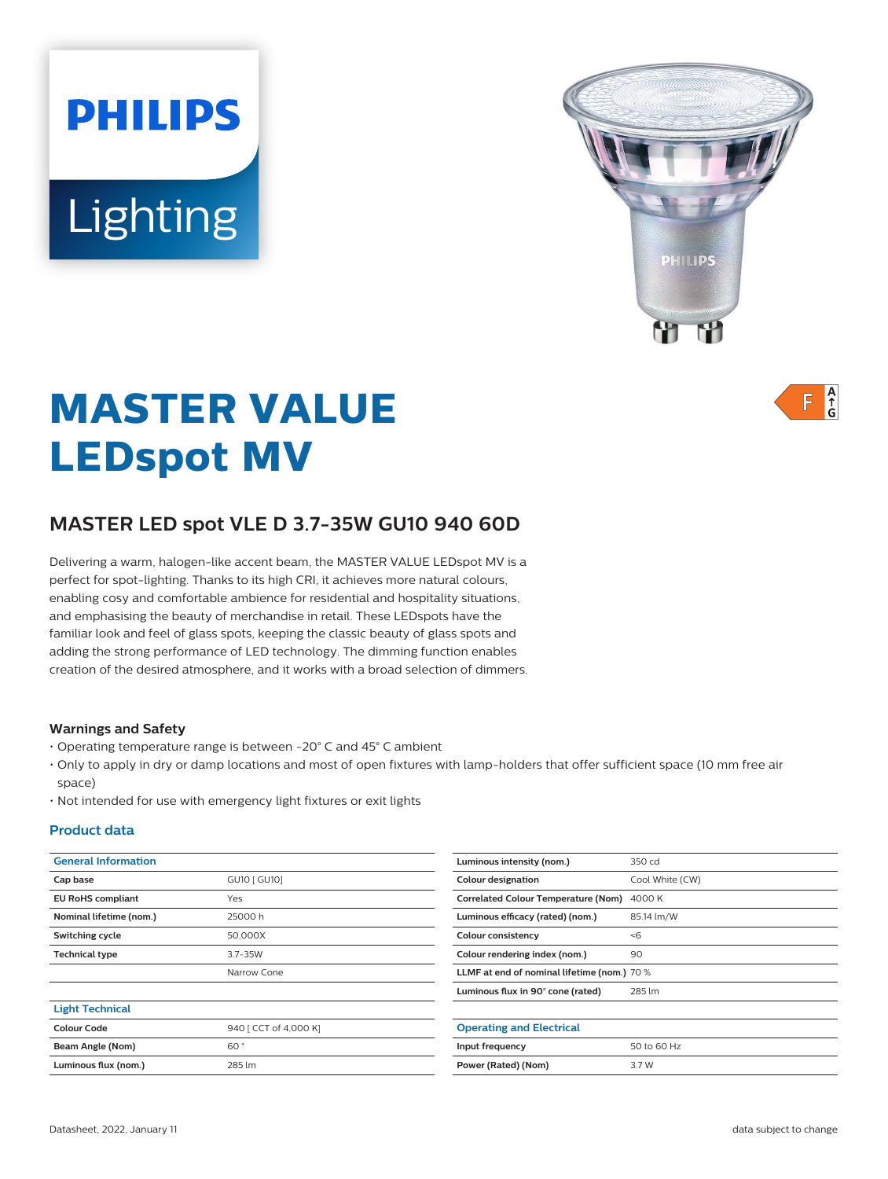PHILIPS

Lighting

# MASTER VALUE LEDspot MV

F

## MASTER LED spot VLE D 3.7-35W GU10 940 60D

Delivering a warm, halogen-like accent beam, the MASTER VALUE LEDspot MV is a perfect for spot-lighting. Thanks to its high CRI, it achieves more natural colours, enabling cosy and comfortable ambience for residential and hospitality situations, and emphasising the beauty of merchandise in retail. These LEDspots have the familiar look and feel of glass spots, keeping the classic beauty of glass spots and adding the strong performance of LED technology. The dimming function enables creation of the desired atmosphere, and it works with a broad selection of dimmers.

### Warnings and Safety

- Operating temperature range is between -20° C and 45° C ambient
- Only to apply in dry or damp locations and most of open fixtures with lamp-holders that offer sufficient space (10 mm free air space)
- Not intended for use with emergency light fixtures or exit lights

### Product data

| General Information | |
|---|---|
| Cap base | GU10 [ GU10] |
| EU RoHS compliant | Yes |
| Nominal lifetime (nom.) | 25000 h |
| Switching cycle | 50,000X |
| Technical type | 3.7-35W |
| | Narrow Cone |

| Light Technical | |
|---|---|
| Colour Code | 940 [ CCT of 4,000 K] |
| Beam Angle (Nom) | 60 ° |
| Luminous flux (nom.) | 285 lm |
| Luminous intensity (nom.) | 350 cd |
| Colour designation | Cool White (CW) |
| Correlated Colour Temperature (Nom) | 4000 K |
| Luminous efficacy (rated) (nom.) | 85.14 lm/W |
| Colour consistency | <6 |
| Colour rendering index (nom.) | 90 |
| LLMF at end of nominal lifetime (nom.) | 70 % |
| Luminous flux in 90° cone (rated) | 285 lm |

| Operating and Electrical | |
|---|---|
| Input frequency | 50 to 60 Hz |
| Power (Rated) (Nom) | 3.7 W |

Datasheet, 2022, January 11

data subject to change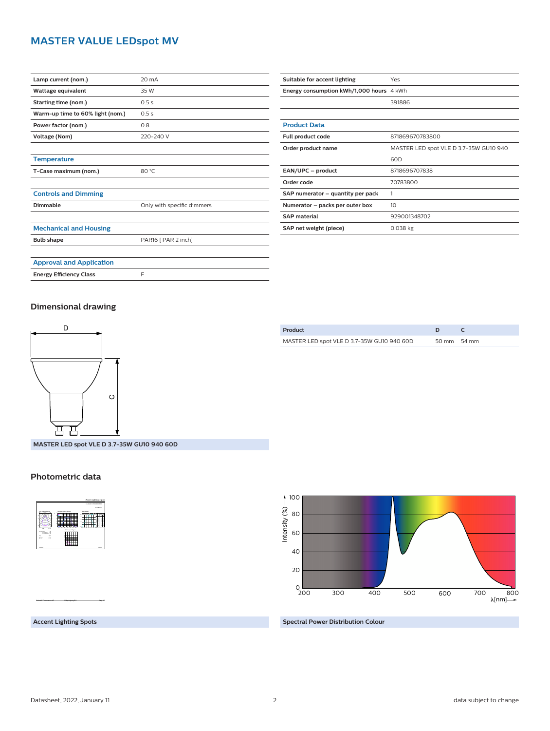# MASTER VALUE LEDspot MV

| | |
|---|---|
| **Lamp current (nom.)** | 20 mA |
| **Wattage equivalent** | 35 W |
| **Starting time (nom.)** | 0.5 s |
| **Warm-up time to 60% light (nom.)** | 0.5 s |
| **Power factor (nom.)** | 0.8 |
| **Voltage (Nom)** | 220-240 V |

### Temperature

| | |
|---|---|
| **T-Case maximum (nom.)** | 80 °C |

### Controls and Dimming

| | |
|---|---|
| **Dimmable** | Only with specific dimmers |

### Mechanical and Housing

| | |
|---|---|
| **Bulb shape** | PAR16 [ PAR 2 inch] |

### Approval and Application

| | |
|---|---|
| **Energy Efficiency Class** | F |
| **Suitable for accent lighting** | Yes |
| **Energy consumption kWh/1,000 hours** | 4 kWh |
| | 391886 |

### Product Data

| | |
|---|---|
| **Full product code** | 871869670783800 |
| **Order product name** | MASTER LED spot VLE D 3.7-35W GU10 940 60D |
| **EAN/UPC – product** | 8718696707838 |
| **Order code** | 70783800 |
| **SAP numerator – quantity per pack** | 1 |
| **Numerator – packs per outer box** | 10 |
| **SAP material** | 929001348702 |
| **SAP net weight (piece)** | 0.038 kg |

## Dimensional drawing

MASTER LED spot VLE D 3.7-35W GU10 940 60D

| Product | D | C |
|---|---|---|
| MASTER LED spot VLE D 3.7-35W GU10 940 60D | 50 mm | 54 mm |

## Photometric data

Accent Lighting Spots

Spectral Power Distribution Colour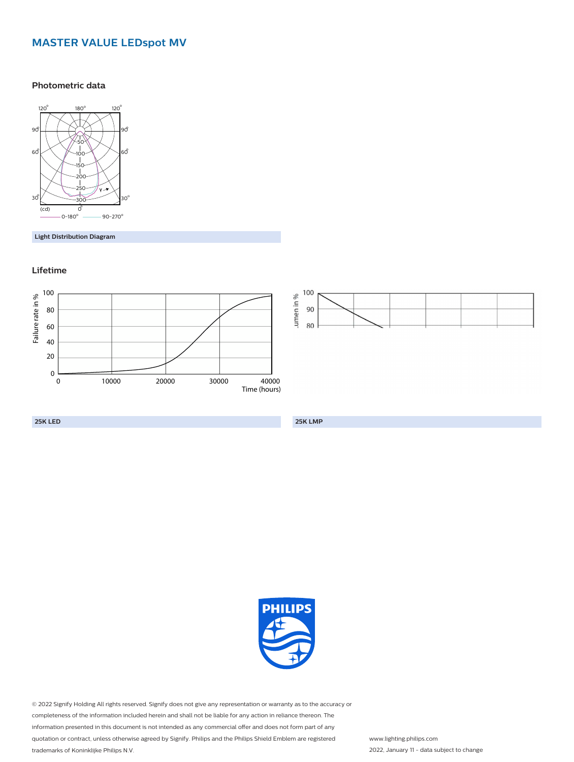## MASTER VALUE LEDspot MV

### Photometric data

120° 180° 120°
90° 90°
60° 60°
30° 30°
50
100
150
200
250
300
(cd) 0°
γ
0-180° 90-270°

Light Distribution Diagram

### Lifetime

Failure rate in %
100
80
60
40
20
0
0 10000 20000 30000 40000
Time (hours)

Lumen in %
100
90
80

25K LED

25K LMP

© 2022 Signify Holding All rights reserved. Signify does not give any representation or warranty as to the accuracy or completeness of the information included herein and shall not be liable for any action in reliance thereon. The information presented in this document is not intended as any commercial offer and does not form part of any quotation or contract, unless otherwise agreed by Signify. Philips and the Philips Shield Emblem are registered trademarks of Koninklijke Philips N.V.

www.lighting.philips.com

2022, January 11 - data subject to change